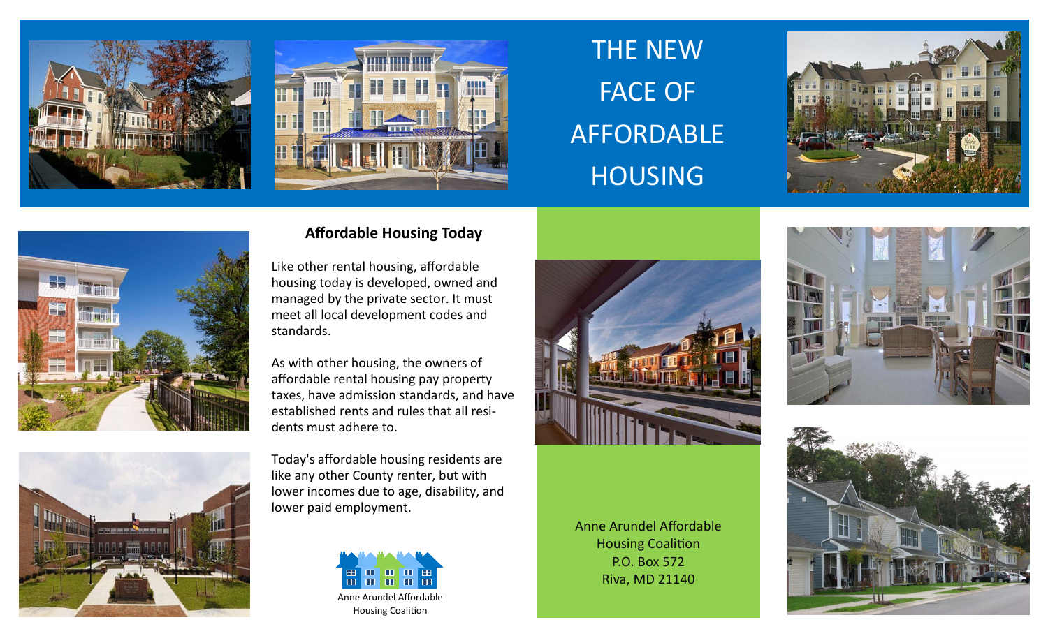# THE NEW FACE OF AFFORDABLE HOUSING

## Affordable Housing Today

Like other rental housing, affordable housing today is developed, owned and managed by the private sector. It must meet all local development codes and standards.

As with other housing, the owners of affordable rental housing pay property taxes, have admission standards, and have established rents and rules that all residents must adhere to.

Today's affordable housing residents are like any other County renter, but with lower incomes due to age, disability, and lower paid employment.

Anne Arundel Affordable Housing Coalition

Anne Arundel Affordable Housing Coalition
P.O. Box 572
Riva, MD 21140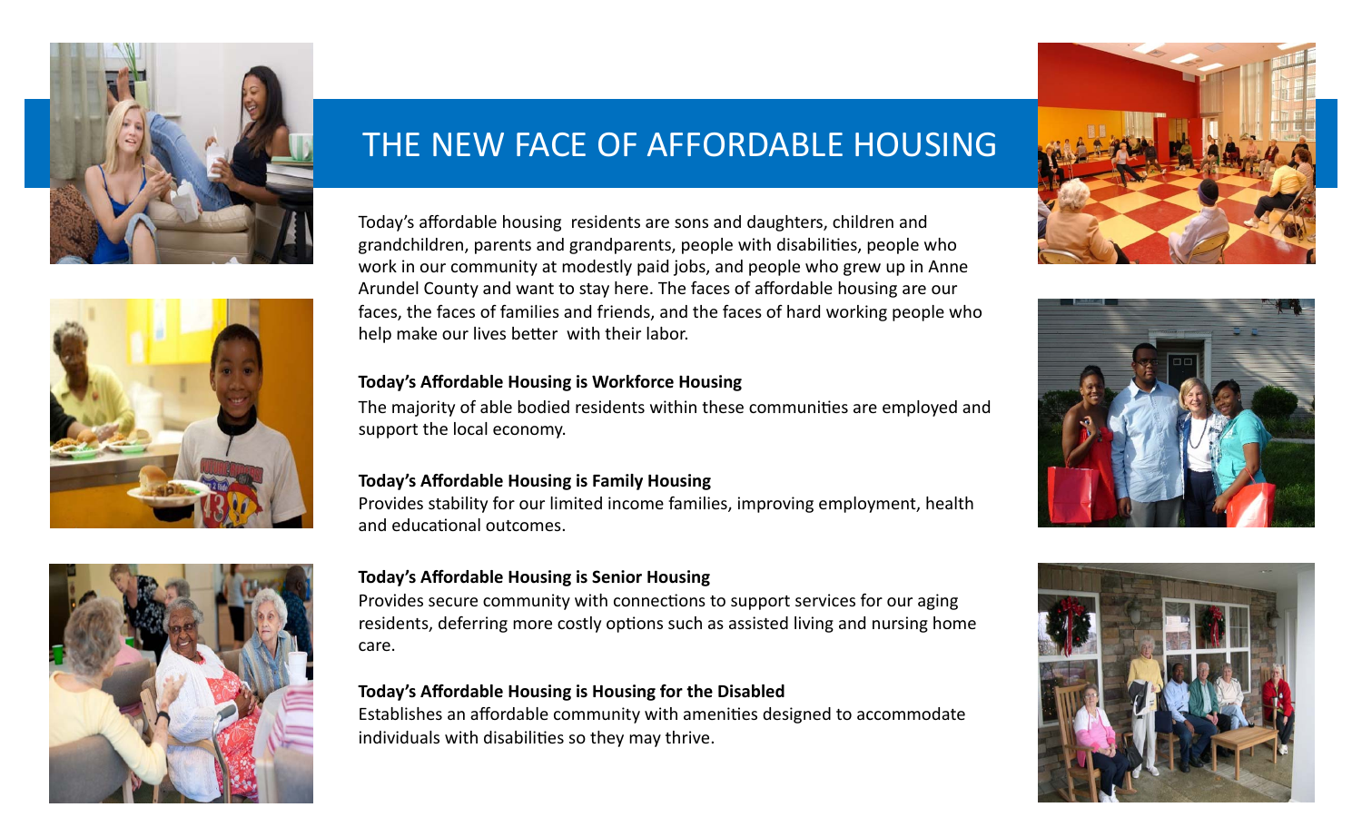# THE NEW FACE OF AFFORDABLE HOUSING

Today's affordable housing residents are sons and daughters, children and grandchildren, parents and grandparents, people with disabilities, people who work in our community at modestly paid jobs, and people who grew up in Anne Arundel County and want to stay here. The faces of affordable housing are our faces, the faces of families and friends, and the faces of hard working people who help make our lives better with their labor.

**Today's Affordable Housing is Workforce Housing**

The majority of able bodied residents within these communities are employed and support the local economy.

**Today's Affordable Housing is Family Housing**

Provides stability for our limited income families, improving employment, health and educational outcomes.

**Today's Affordable Housing is Senior Housing**

Provides secure community with connections to support services for our aging residents, deferring more costly options such as assisted living and nursing home care.

**Today's Affordable Housing is Housing for the Disabled**

Establishes an affordable community with amenities designed to accommodate individuals with disabilities so they may thrive.